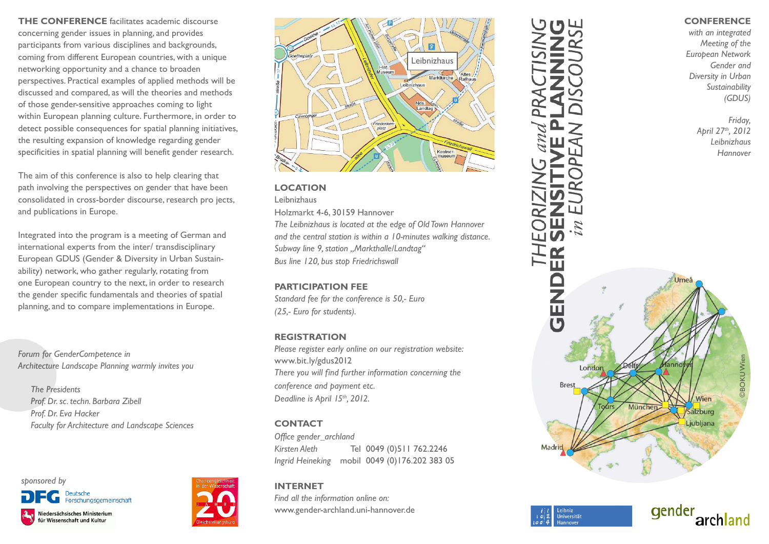**THE CONFERENCE** facilitates academic discourse concerning gender issues in planning, and provides participants from various disciplines and backgrounds, coming from different European countries, with a unique networking opportunity and a chance to broaden perspectives. Practical examples of applied methods will be discussed and compared, as will the theories and methods of those gender-sensitive approaches coming to light within European planning culture. Furthermore, in order to detect possible consequences for spatial planning initiatives, the resulting expansion of knowledge regarding gender specificities in spatial planning will benefit gender research.

The aim of this conference is also to help clearing that path involving the perspectives on gender that have been consolidated in cross-border discourse, research pro jects, and publications in Europe.

Integrated into the program is a meeting of German and international experts from the inter/ transdisciplinary European GDUS (Gender & Diversity in Urban Sustainability) network, who gather regularly, rotating from one European country to the next, in order to research the gender specific fundamentals and theories of spatial planning, and to compare implementations in Europe.

*Forum for GenderCompetence in Architecture Landscape Planning warmly invites you*

*The Presidents*
*Prof. Dr. sc. techn. Barbara Zibell*
*Prof. Dr. Eva Hacker*
*Faculty for Architecture and Landscape Sciences*

*sponsored by*

Deutsche Forschungsgemeinschaft

Niedersächsisches Ministerium für Wissenschaft und Kultur

Chancengleichheit in der Wissenschaft 20 Jahre Gleichstellungsbüro

## LOCATION

Leibnizhaus
Holzmarkt 4-6, 30159 Hannover
*The Leibnizhaus is located at the edge of Old Town Hannover and the central station is within a 10-minutes walking distance.*
*Subway line 9, station „Markthalle/Landtag“*
*Bus line 120, bus stop Friedrichswall*

## PARTICIPATION FEE

*Standard fee for the conference is 50,- Euro (25,- Euro for students).*

## REGISTRATION

*Please register early online on our registration website:*
www.bit.ly/gdus2012
*There you will find further information concerning the conference and payment etc.*
*Deadline is April 15th, 2012.*

## CONTACT

*Office gender_archland*
*Kirsten Aleth* Tel 0049 (0)511 762.2246
*Ingrid Heineking* mobil 0049 (0)176.202 383 05

## INTERNET

*Find all the information online on:*
www.gender-archland.uni-hannover.de

# THEORIZING *and* PRACTISING GENDER SENSITIVE PLANNING *in* EUROPEAN DISCOURSE

## CONFERENCE

*with an integrated Meeting of the European Network Gender and Diversity in Urban Sustainability (GDUS)*

*Friday, April 27th, 2012*
*Leibnizhaus*
*Hannover*

©BOKU Wien

Leibniz Universität Hannover

gender archland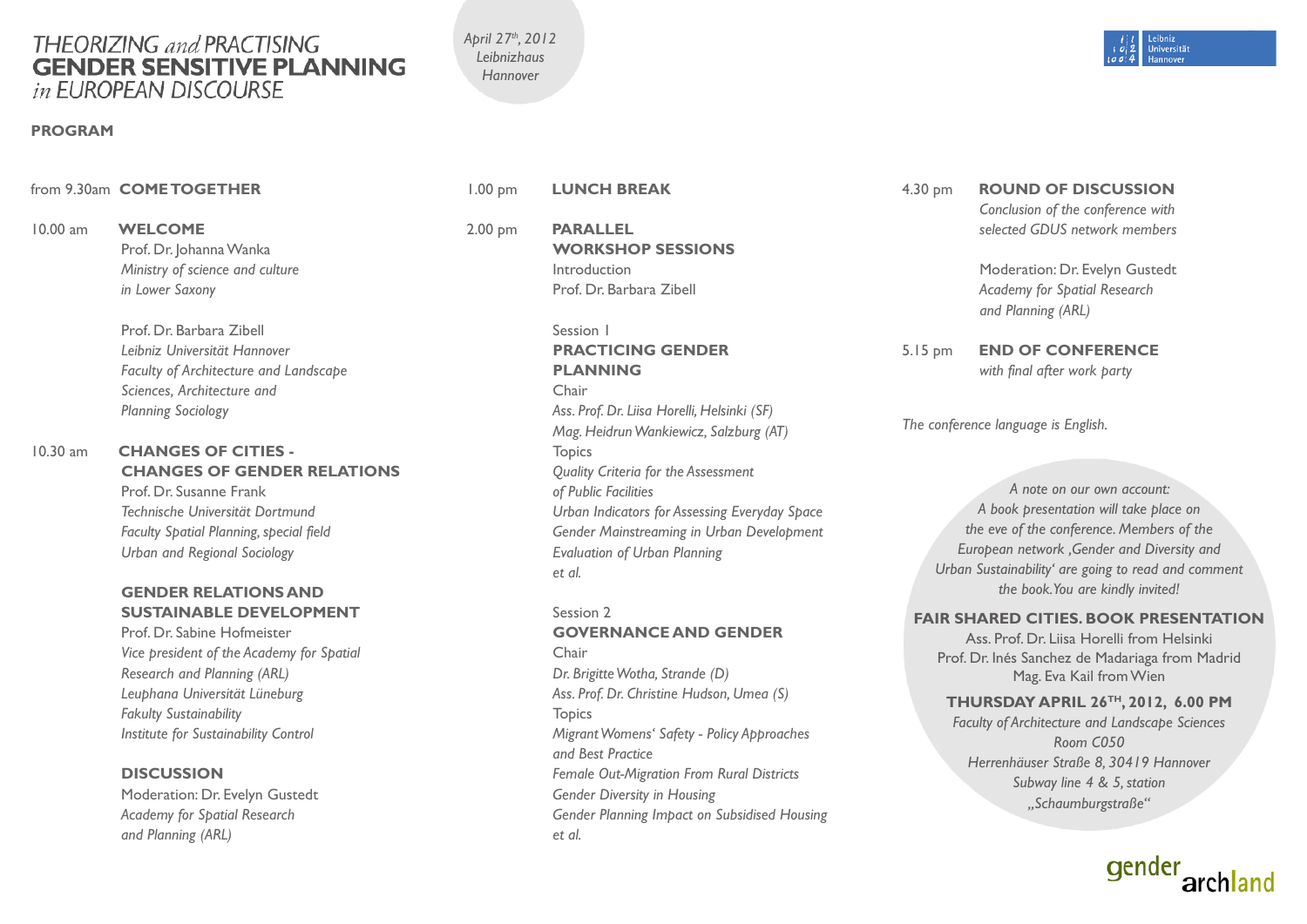# THEORIZING *and* PRACTISING GENDER SENSITIVE PLANNING *in* EUROPEAN DISCOURSE

*April 27th, 2012*
*Leibnizhaus*
*Hannover*

Leibniz Universität Hannover

**PROGRAM**

from 9.30am **COME TOGETHER**

10.00 am **WELCOME**

Prof. Dr. Johanna Wanka
*Ministry of science and culture in Lower Saxony*

Prof. Dr. Barbara Zibell
*Leibniz Universität Hannover*
*Faculty of Architecture and Landscape Sciences, Architecture and Planning Sociology*

10.30 am **CHANGES OF CITIES - CHANGES OF GENDER RELATIONS**

Prof. Dr. Susanne Frank
*Technische Universität Dortmund*
*Faculty Spatial Planning, special field Urban and Regional Sociology*

**GENDER RELATIONS AND SUSTAINABLE DEVELOPMENT**

Prof. Dr. Sabine Hofmeister
*Vice president of the Academy for Spatial Research and Planning (ARL)*
*Leuphana Universität Lüneburg*
*Fakulty Sustainability*
*Institute for Sustainability Control*

**DISCUSSION**

Moderation: Dr. Evelyn Gustedt
*Academy for Spatial Research and Planning (ARL)*

1.00 pm **LUNCH BREAK**

2.00 pm **PARALLEL WORKSHOP SESSIONS**

Introduction
Prof. Dr. Barbara Zibell

Session 1
**PRACTICING GENDER PLANNING**

Chair
*Ass. Prof. Dr. Liisa Horelli, Helsinki (SF)*
*Mag. Heidrun Wankiewicz, Salzburg (AT)*

Topics
*Quality Criteria for the Assessment of Public Facilities*
*Urban Indicators for Assessing Everyday Space*
*Gender Mainstreaming in Urban Development*
*Evaluation of Urban Planning*
*et al.*

Session 2
**GOVERNANCE AND GENDER**

Chair
*Dr. Brigitte Wotha, Strande (D)*
*Ass. Prof. Dr. Christine Hudson, Umea (S)*

Topics
*Migrant Womens' Safety - Policy Approaches and Best Practice*
*Female Out-Migration From Rural Districts*
*Gender Diversity in Housing*
*Gender Planning Impact on Subsidised Housing*
*et al.*

4.30 pm **ROUND OF DISCUSSION**

*Conclusion of the conference with selected GDUS network members*

Moderation: Dr. Evelyn Gustedt
*Academy for Spatial Research and Planning (ARL)*

5.15 pm **END OF CONFERENCE**

*with final after work party*

*The conference language is English.*

*A note on our own account: A book presentation will take place on the eve of the conference. Members of the European network ‚Gender and Diversity and Urban Sustainability' are going to read and comment the book. You are kindly invited!*

**FAIR SHARED CITIES. BOOK PRESENTATION**

Ass. Prof. Dr. Liisa Horelli from Helsinki
Prof. Dr. Inés Sanchez de Madariaga from Madrid
Mag. Eva Kail from Wien

**THURSDAY APRIL 26TH, 2012, 6.00 PM**

*Faculty of Architecture and Landscape Sciences*
*Room C050*
*Herrenhäuser Straße 8, 30419 Hannover*
*Subway line 4 & 5, station „Schaumburgstraße"*

gender archland